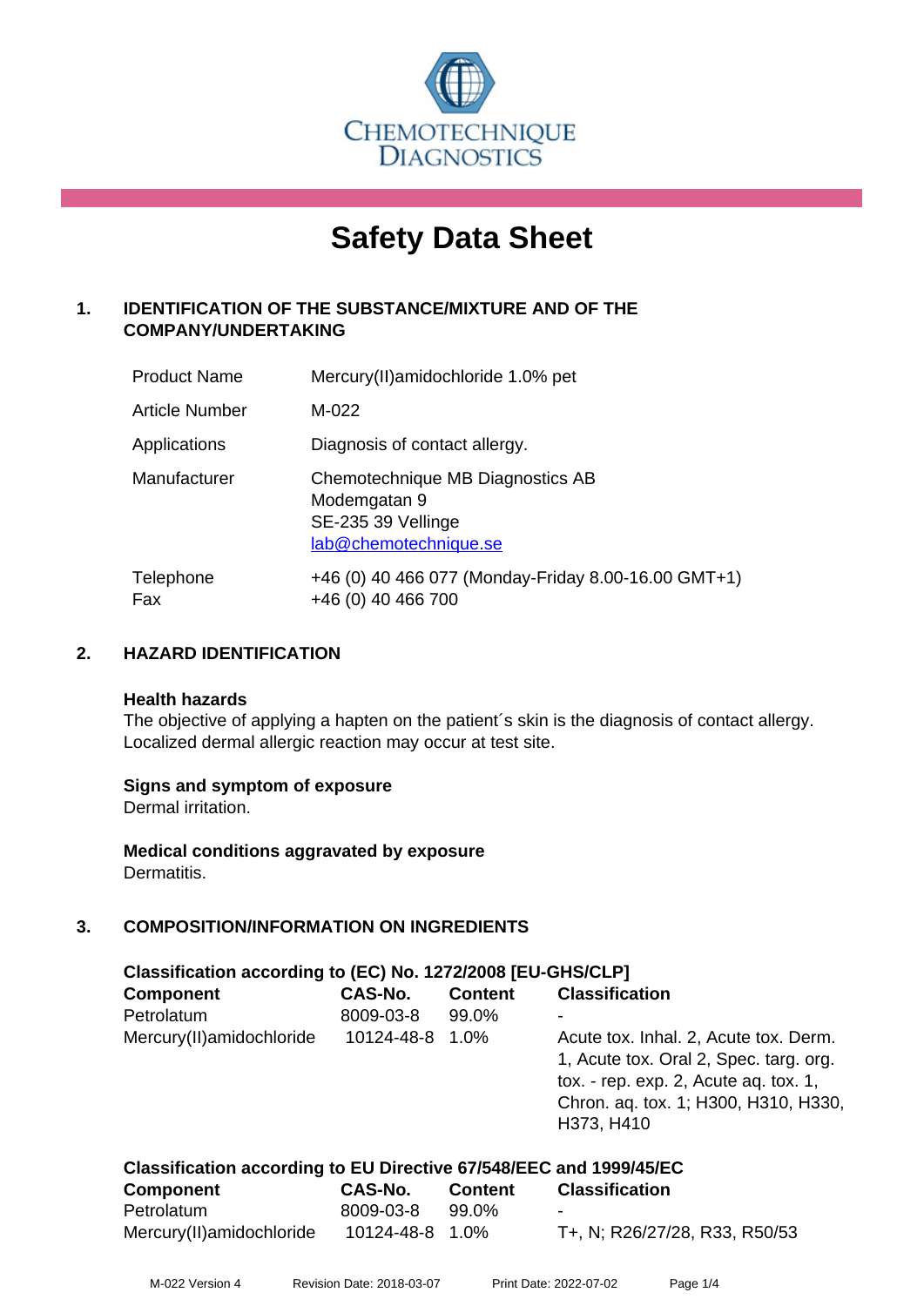CHEMOTECHNIQUE DIAGNOSTICS

# Safety Data Sheet

## 1. IDENTIFICATION OF THE SUBSTANCE/MIXTURE AND OF THE COMPANY/UNDERTAKING

| | |
|---|---|
| Product Name | Mercury(II)amidochloride 1.0% pet |
| Article Number | M-022 |
| Applications | Diagnosis of contact allergy. |
| Manufacturer | Chemotechnique MB Diagnostics AB<br>Modemgatan 9<br>SE-235 39 Vellinge<br>lab@chemotechnique.se |
| Telephone<br>Fax | +46 (0) 40 466 077 (Monday-Friday 8.00-16.00 GMT+1)<br>+46 (0) 40 466 700 |

## 2. HAZARD IDENTIFICATION

**Health hazards**

The objective of applying a hapten on the patient´s skin is the diagnosis of contact allergy. Localized dermal allergic reaction may occur at test site.

**Signs and symptom of exposure**

Dermal irritation.

**Medical conditions aggravated by exposure**

Dermatitis.

## 3. COMPOSITION/INFORMATION ON INGREDIENTS

**Classification according to (EC) No. 1272/2008 [EU-GHS/CLP]**

| Component | CAS-No. | Content | Classification |
|---|---|---|---|
| Petrolatum | 8009-03-8 | 99.0% | - |
| Mercury(II)amidochloride | 10124-48-8 | 1.0% | Acute tox. Inhal. 2, Acute tox. Derm. 1, Acute tox. Oral 2, Spec. targ. org. tox. - rep. exp. 2, Acute aq. tox. 1, Chron. aq. tox. 1; H300, H310, H330, H373, H410 |

**Classification according to EU Directive 67/548/EEC and 1999/45/EC**

| Component | CAS-No. | Content | Classification |
|---|---|---|---|
| Petrolatum | 8009-03-8 | 99.0% | - |
| Mercury(II)amidochloride | 10124-48-8 | 1.0% | T+, N; R26/27/28, R33, R50/53 |

M-022 Version 4 Revision Date: 2018-03-07 Print Date: 2022-07-02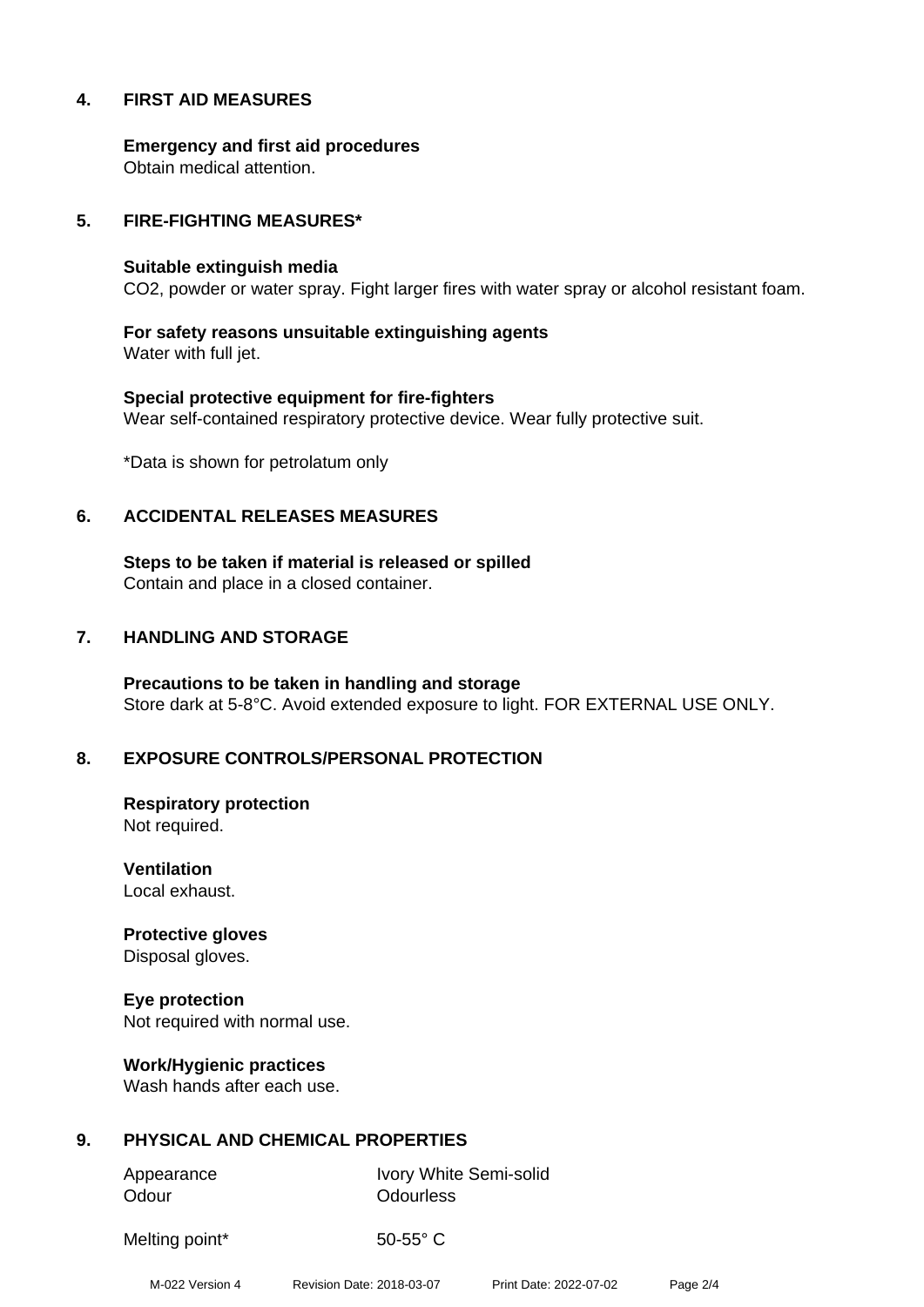## 4. FIRST AID MEASURES

**Emergency and first aid procedures**
Obtain medical attention.

## 5. FIRE-FIGHTING MEASURES*

**Suitable extinguish media**
$CO_2$, powder or water spray. Fight larger fires with water spray or alcohol resistant foam.

**For safety reasons unsuitable extinguishing agents**
Water with full jet.

**Special protective equipment for fire-fighters**
Wear self-contained respiratory protective device. Wear fully protective suit.

*Data is shown for petrolatum only

## 6. ACCIDENTAL RELEASES MEASURES

**Steps to be taken if material is released or spilled**
Contain and place in a closed container.

## 7. HANDLING AND STORAGE

**Precautions to be taken in handling and storage**
Store dark at 5-8°C. Avoid extended exposure to light. FOR EXTERNAL USE ONLY.

## 8. EXPOSURE CONTROLS/PERSONAL PROTECTION

**Respiratory protection**
Not required.

**Ventilation**
Local exhaust.

**Protective gloves**
Disposal gloves.

**Eye protection**
Not required with normal use.

**Work/Hygienic practices**
Wash hands after each use.

## 9. PHYSICAL AND CHEMICAL PROPERTIES

| | |
|---|---|
| Appearance | Ivory White Semi-solid |
| Odour | Odourless |
| Melting point* | 50-55° C |

M-022 Version 4 Revision Date: 2018-03-07 Print Date: 2022-07-02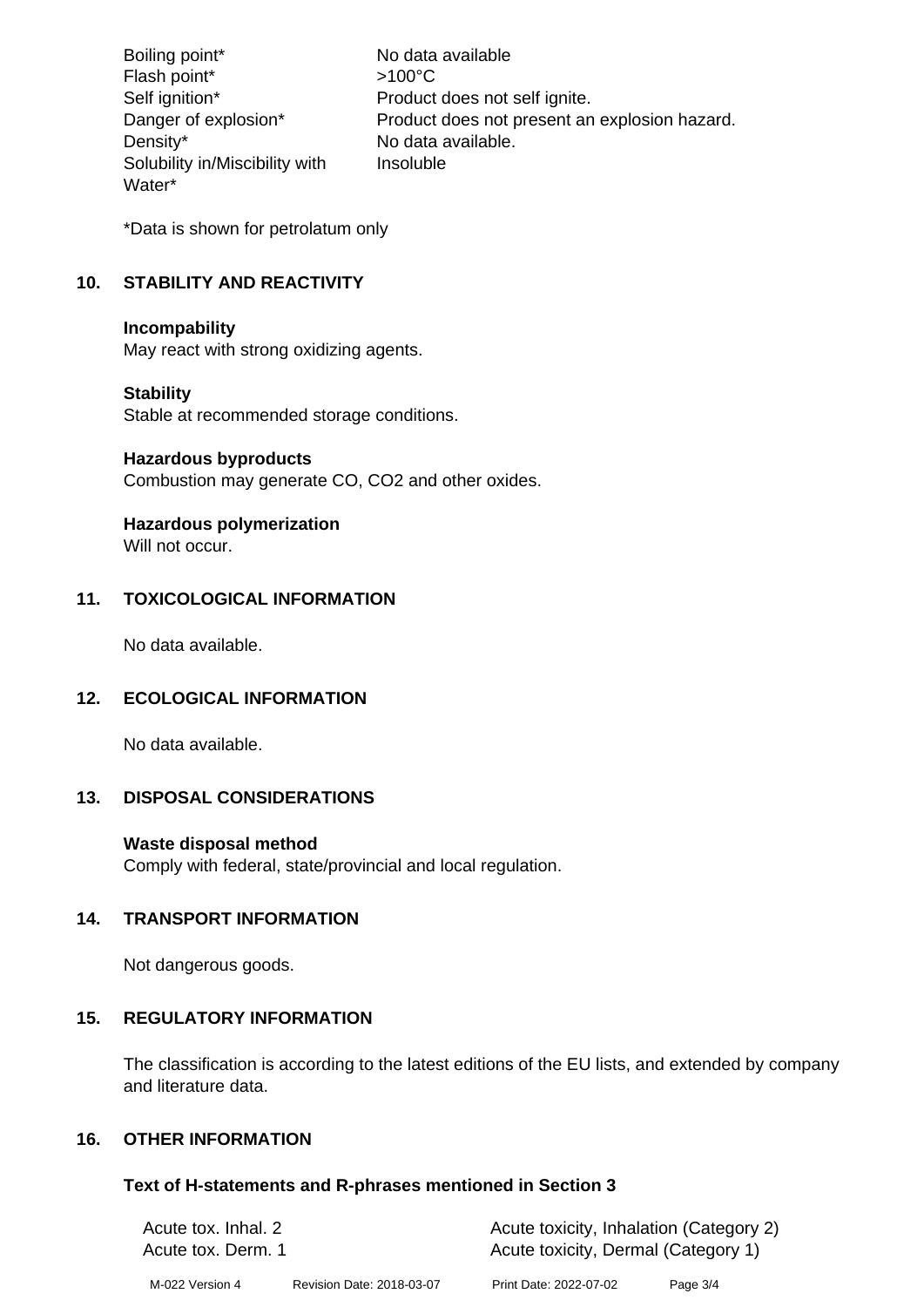| | |
|---|---|
| Boiling point* | No data available |
| Flash point* | >100°C |
| Self ignition* | Product does not self ignite. |
| Danger of explosion* | Product does not present an explosion hazard. |
| Density* | No data available. |
| Solubility in/Miscibility with Water* | Insoluble |

*Data is shown for petrolatum only

## 10. STABILITY AND REACTIVITY

**Incompability**
May react with strong oxidizing agents.

**Stability**
Stable at recommended storage conditions.

**Hazardous byproducts**
Combustion may generate CO, $CO_2$ and other oxides.

**Hazardous polymerization**
Will not occur.

## 11. TOXICOLOGICAL INFORMATION

No data available.

## 12. ECOLOGICAL INFORMATION

No data available.

## 13. DISPOSAL CONSIDERATIONS

**Waste disposal method**
Comply with federal, state/provincial and local regulation.

## 14. TRANSPORT INFORMATION

Not dangerous goods.

## 15. REGULATORY INFORMATION

The classification is according to the latest editions of the EU lists, and extended by company and literature data.

## 16. OTHER INFORMATION

### Text of H-statements and R-phrases mentioned in Section 3

| | |
|---|---|
| Acute tox. Inhal. 2 | Acute toxicity, Inhalation (Category 2) |
| Acute tox. Derm. 1 | Acute toxicity, Dermal (Category 1) |

M-022 Version 4 Revision Date: 2018-03-07 Print Date: 2022-07-02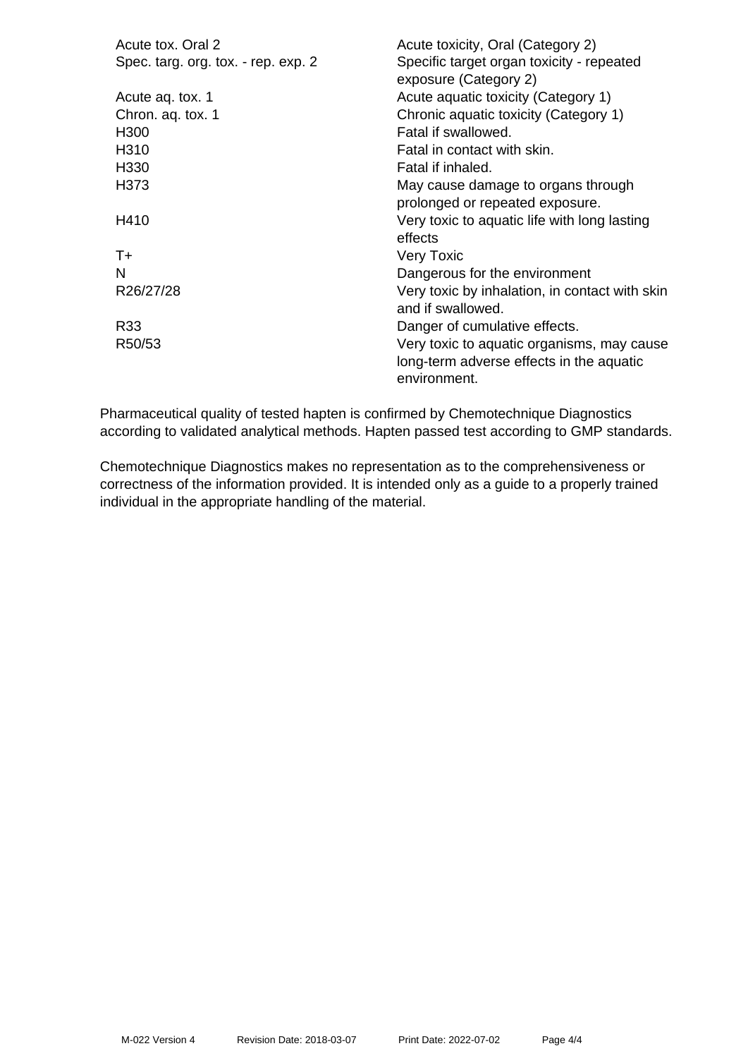| | |
|---|---|
| Acute tox. Oral 2 | Acute toxicity, Oral (Category 2) |
| Spec. targ. org. tox. - rep. exp. 2 | Specific target organ toxicity - repeated exposure (Category 2) |
| Acute aq. tox. 1 | Acute aquatic toxicity (Category 1) |
| Chron. aq. tox. 1 | Chronic aquatic toxicity (Category 1) |
| H300 | Fatal if swallowed. |
| H310 | Fatal in contact with skin. |
| H330 | Fatal if inhaled. |
| H373 | May cause damage to organs through prolonged or repeated exposure. |
| H410 | Very toxic to aquatic life with long lasting effects |
| T+ | Very Toxic |
| N | Dangerous for the environment |
| R26/27/28 | Very toxic by inhalation, in contact with skin and if swallowed. |
| R33 | Danger of cumulative effects. |
| R50/53 | Very toxic to aquatic organisms, may cause long-term adverse effects in the aquatic environment. |

Pharmaceutical quality of tested hapten is confirmed by Chemotechnique Diagnostics according to validated analytical methods. Hapten passed test according to GMP standards.

Chemotechnique Diagnostics makes no representation as to the comprehensiveness or correctness of the information provided. It is intended only as a guide to a properly trained individual in the appropriate handling of the material.